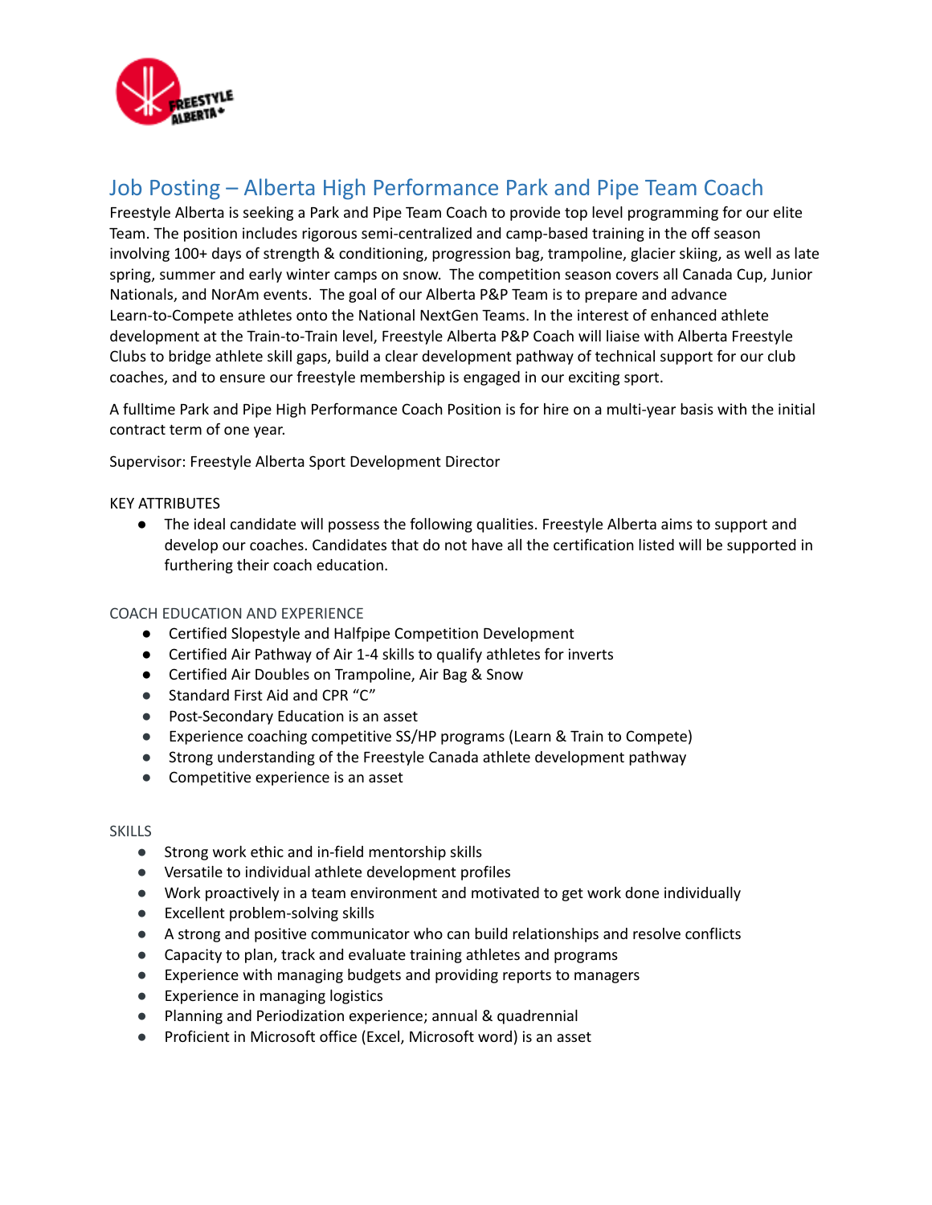# Job Posting – Alberta High Performance Park and Pipe Team Coach

Freestyle Alberta is seeking a Park and Pipe Team Coach to provide top level programming for our elite Team. The position includes rigorous semi-centralized and camp-based training in the off season involving 100+ days of strength & conditioning, progression bag, trampoline, glacier skiing, as well as late spring, summer and early winter camps on snow. The competition season covers all Canada Cup, Junior Nationals, and NorAm events. The goal of our Alberta P&P Team is to prepare and advance Learn-to-Compete athletes onto the National NextGen Teams. In the interest of enhanced athlete development at the Train-to-Train level, Freestyle Alberta P&P Coach will liaise with Alberta Freestyle Clubs to bridge athlete skill gaps, build a clear development pathway of technical support for our club coaches, and to ensure our freestyle membership is engaged in our exciting sport.

A fulltime Park and Pipe High Performance Coach Position is for hire on a multi-year basis with the initial contract term of one year.

Supervisor: Freestyle Alberta Sport Development Director

KEY ATTRIBUTES

- The ideal candidate will possess the following qualities. Freestyle Alberta aims to support and develop our coaches. Candidates that do not have all the certification listed will be supported in furthering their coach education.

COACH EDUCATION AND EXPERIENCE

- Certified Slopestyle and Halfpipe Competition Development
- Certified Air Pathway of Air 1-4 skills to qualify athletes for inverts
- Certified Air Doubles on Trampoline, Air Bag & Snow
- Standard First Aid and CPR "C"
- Post-Secondary Education is an asset
- Experience coaching competitive SS/HP programs (Learn & Train to Compete)
- Strong understanding of the Freestyle Canada athlete development pathway
- Competitive experience is an asset

SKILLS

- Strong work ethic and in-field mentorship skills
- Versatile to individual athlete development profiles
- Work proactively in a team environment and motivated to get work done individually
- Excellent problem-solving skills
- A strong and positive communicator who can build relationships and resolve conflicts
- Capacity to plan, track and evaluate training athletes and programs
- Experience with managing budgets and providing reports to managers
- Experience in managing logistics
- Planning and Periodization experience; annual & quadrennial
- Proficient in Microsoft office (Excel, Microsoft word) is an asset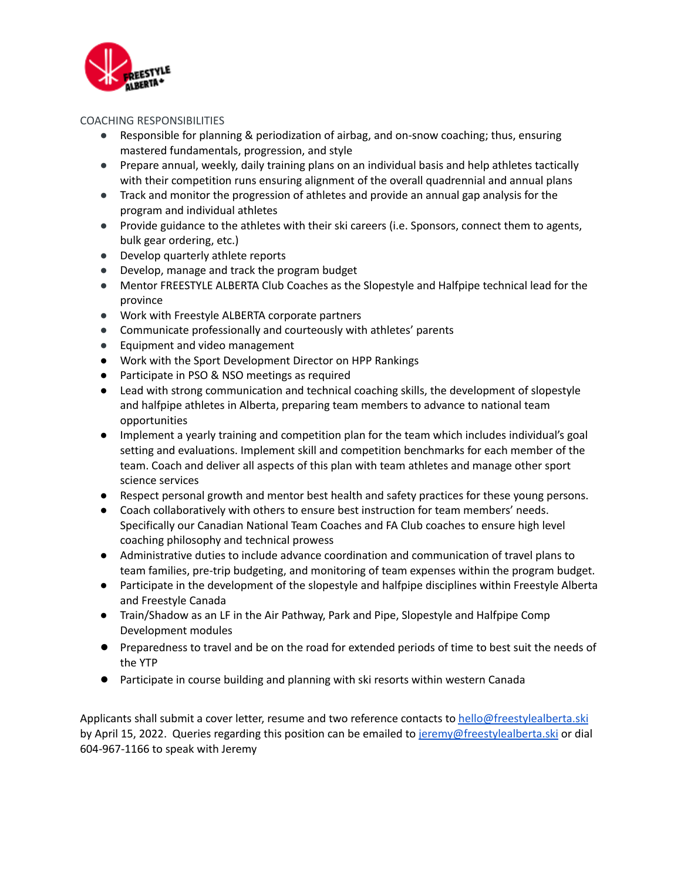COACHING RESPONSIBILITIES

- Responsible for planning & periodization of airbag, and on-snow coaching; thus, ensuring mastered fundamentals, progression, and style
- Prepare annual, weekly, daily training plans on an individual basis and help athletes tactically with their competition runs ensuring alignment of the overall quadrennial and annual plans
- Track and monitor the progression of athletes and provide an annual gap analysis for the program and individual athletes
- Provide guidance to the athletes with their ski careers (i.e. Sponsors, connect them to agents, bulk gear ordering, etc.)
- Develop quarterly athlete reports
- Develop, manage and track the program budget
- Mentor FREESTYLE ALBERTA Club Coaches as the Slopestyle and Halfpipe technical lead for the province
- Work with Freestyle ALBERTA corporate partners
- Communicate professionally and courteously with athletes' parents
- Equipment and video management
- Work with the Sport Development Director on HPP Rankings
- Participate in PSO & NSO meetings as required
- Lead with strong communication and technical coaching skills, the development of slopestyle and halfpipe athletes in Alberta, preparing team members to advance to national team opportunities
- Implement a yearly training and competition plan for the team which includes individual's goal setting and evaluations. Implement skill and competition benchmarks for each member of the team. Coach and deliver all aspects of this plan with team athletes and manage other sport science services
- Respect personal growth and mentor best health and safety practices for these young persons.
- Coach collaboratively with others to ensure best instruction for team members' needs. Specifically our Canadian National Team Coaches and FA Club coaches to ensure high level coaching philosophy and technical prowess
- Administrative duties to include advance coordination and communication of travel plans to team families, pre-trip budgeting, and monitoring of team expenses within the program budget.
- Participate in the development of the slopestyle and halfpipe disciplines within Freestyle Alberta and Freestyle Canada
- Train/Shadow as an LF in the Air Pathway, Park and Pipe, Slopestyle and Halfpipe Comp Development modules
- Preparedness to travel and be on the road for extended periods of time to best suit the needs of the YTP
- Participate in course building and planning with ski resorts within western Canada

Applicants shall submit a cover letter, resume and two reference contacts to hello@freestylealberta.ski by April 15, 2022. Queries regarding this position can be emailed to jeremy@freestylealberta.ski or dial 604-967-1166 to speak with Jeremy